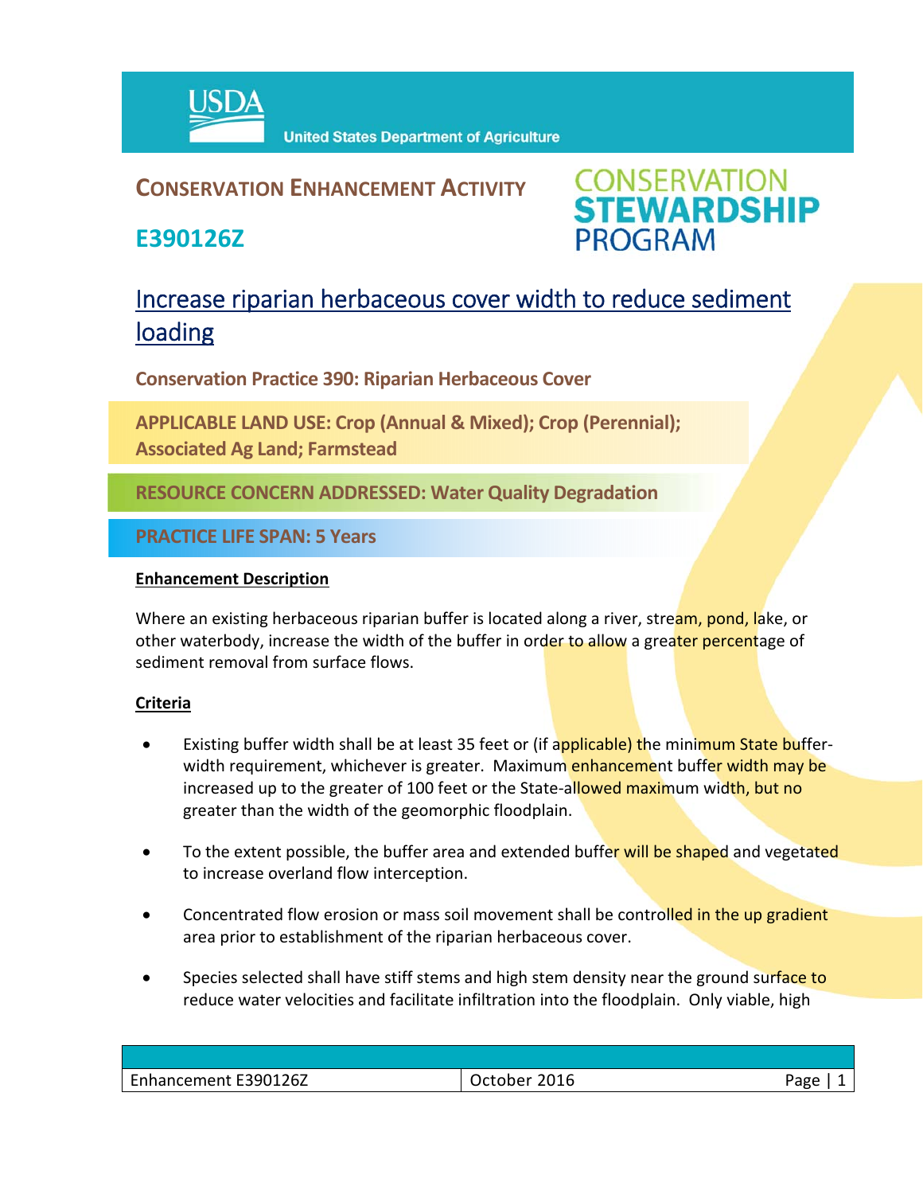United States Department of Agriculture

# CONSERVATION ENHANCEMENT ACTIVITY

## E390126Z

CONSERVATION STEWARDSHIP PROGRAM

# Increase riparian herbaceous cover width to reduce sediment loading

**Conservation Practice 390: Riparian Herbaceous Cover**

**APPLICABLE LAND USE: Crop (Annual & Mixed); Crop (Perennial); Associated Ag Land; Farmstead**

**RESOURCE CONCERN ADDRESSED: Water Quality Degradation**

**PRACTICE LIFE SPAN: 5 Years**

### Enhancement Description

Where an existing herbaceous riparian buffer is located along a river, stream, pond, lake, or other waterbody, increase the width of the buffer in order to allow a greater percentage of sediment removal from surface flows.

### Criteria

- Existing buffer width shall be at least 35 feet or (if applicable) the minimum State buffer-width requirement, whichever is greater. Maximum enhancement buffer width may be increased up to the greater of 100 feet or the State-allowed maximum width, but no greater than the width of the geomorphic floodplain.
- To the extent possible, the buffer area and extended buffer will be shaped and vegetated to increase overland flow interception.
- Concentrated flow erosion or mass soil movement shall be controlled in the up gradient area prior to establishment of the riparian herbaceous cover.
- Species selected shall have stiff stems and high stem density near the ground surface to reduce water velocities and facilitate infiltration into the floodplain. Only viable, high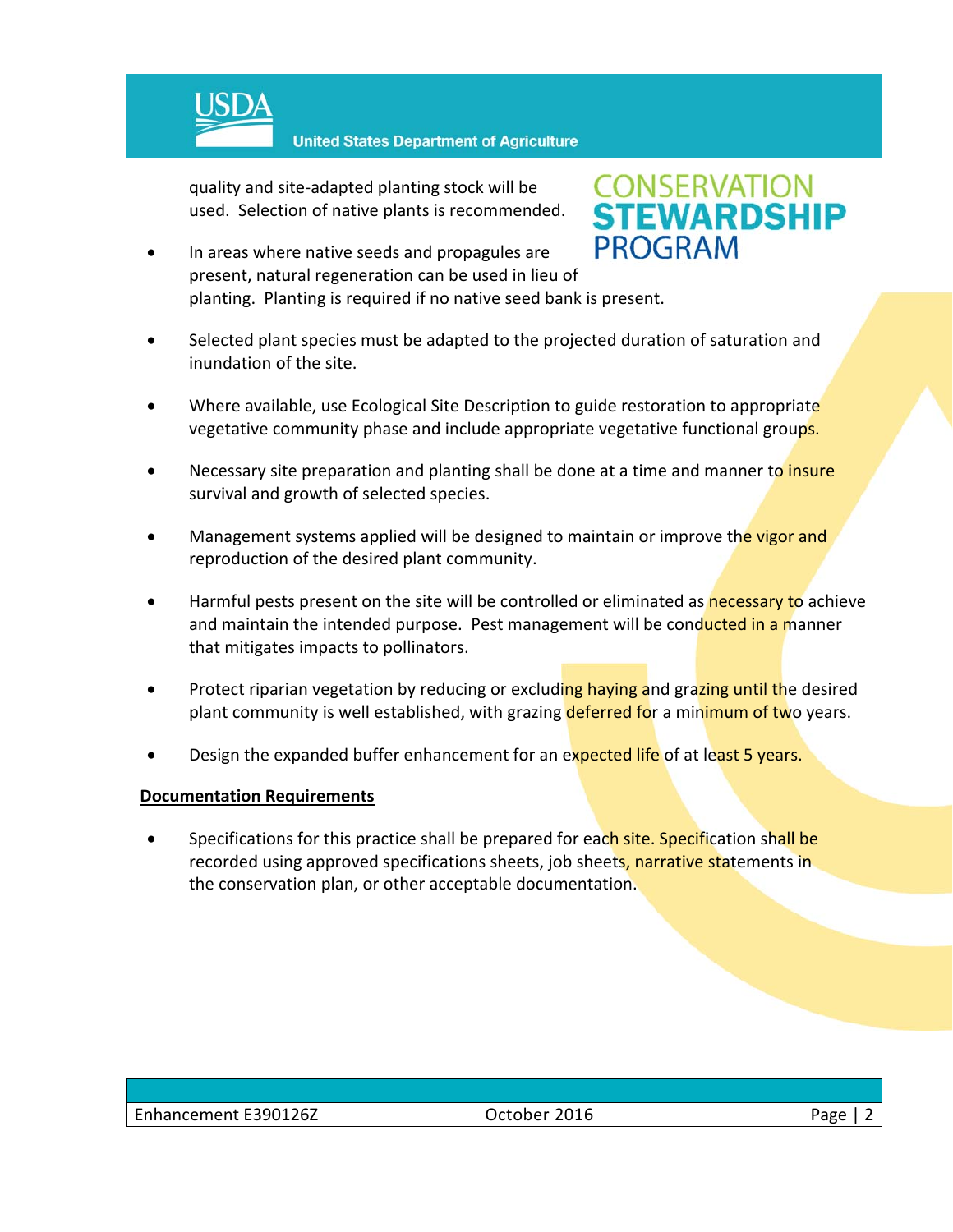quality and site-adapted planting stock will be used. Selection of native plants is recommended.

- In areas where native seeds and propagules are present, natural regeneration can be used in lieu of planting. Planting is required if no native seed bank is present.

- Selected plant species must be adapted to the projected duration of saturation and inundation of the site.

- Where available, use Ecological Site Description to guide restoration to appropriate vegetative community phase and include appropriate vegetative functional groups.

- Necessary site preparation and planting shall be done at a time and manner to insure survival and growth of selected species.

- Management systems applied will be designed to maintain or improve the vigor and reproduction of the desired plant community.

- Harmful pests present on the site will be controlled or eliminated as necessary to achieve and maintain the intended purpose. Pest management will be conducted in a manner that mitigates impacts to pollinators.

- Protect riparian vegetation by reducing or excluding haying and grazing until the desired plant community is well established, with grazing deferred for a minimum of two years.

- Design the expanded buffer enhancement for an expected life of at least 5 years.

**Documentation Requirements**

- Specifications for this practice shall be prepared for each site. Specification shall be recorded using approved specifications sheets, job sheets, narrative statements in the conservation plan, or other acceptable documentation.